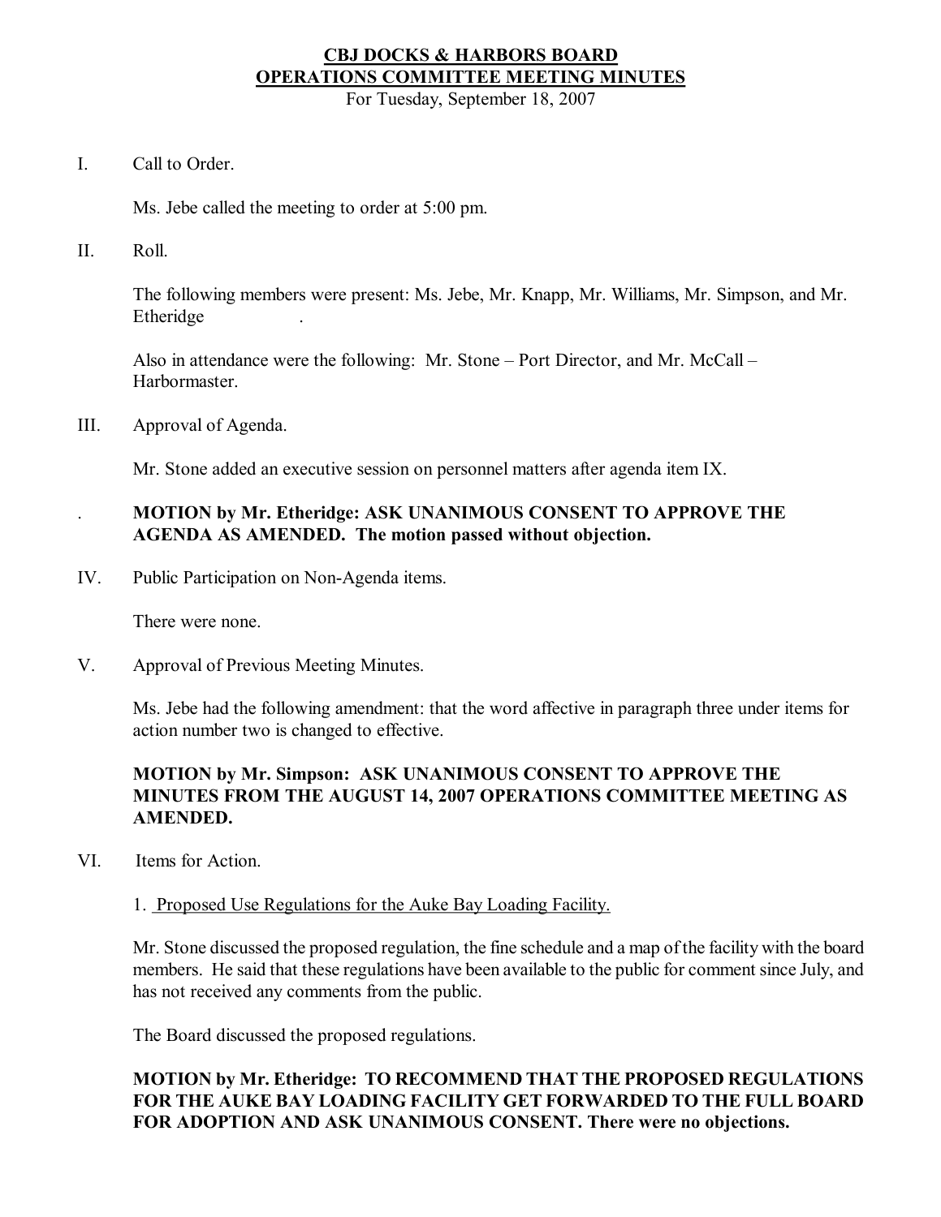# CBJ DOCKS & HARBORS BOARD
## OPERATIONS COMMITTEE MEETING MINUTES

For Tuesday, September 18, 2007

I. Call to Order.

Ms. Jebe called the meeting to order at 5:00 pm.

II. Roll.

The following members were present: Ms. Jebe, Mr. Knapp, Mr. Williams, Mr. Simpson, and Mr. Etheridge .

Also in attendance were the following: Mr. Stone – Port Director, and Mr. McCall – Harbormaster.

III. Approval of Agenda.

Mr. Stone added an executive session on personnel matters after agenda item IX.

. **MOTION by Mr. Etheridge: ASK UNANIMOUS CONSENT TO APPROVE THE AGENDA AS AMENDED. The motion passed without objection.**

IV. Public Participation on Non-Agenda items.

There were none.

V. Approval of Previous Meeting Minutes.

Ms. Jebe had the following amendment: that the word affective in paragraph three under items for action number two is changed to effective.

**MOTION by Mr. Simpson: ASK UNANIMOUS CONSENT TO APPROVE THE MINUTES FROM THE AUGUST 14, 2007 OPERATIONS COMMITTEE MEETING AS AMENDED.**

VI. Items for Action.

1. Proposed Use Regulations for the Auke Bay Loading Facility.

Mr. Stone discussed the proposed regulation, the fine schedule and a map of the facility with the board members. He said that these regulations have been available to the public for comment since July, and has not received any comments from the public.

The Board discussed the proposed regulations.

**MOTION by Mr. Etheridge: TO RECOMMEND THAT THE PROPOSED REGULATIONS FOR THE AUKE BAY LOADING FACILITY GET FORWARDED TO THE FULL BOARD FOR ADOPTION AND ASK UNANIMOUS CONSENT. There were no objections.**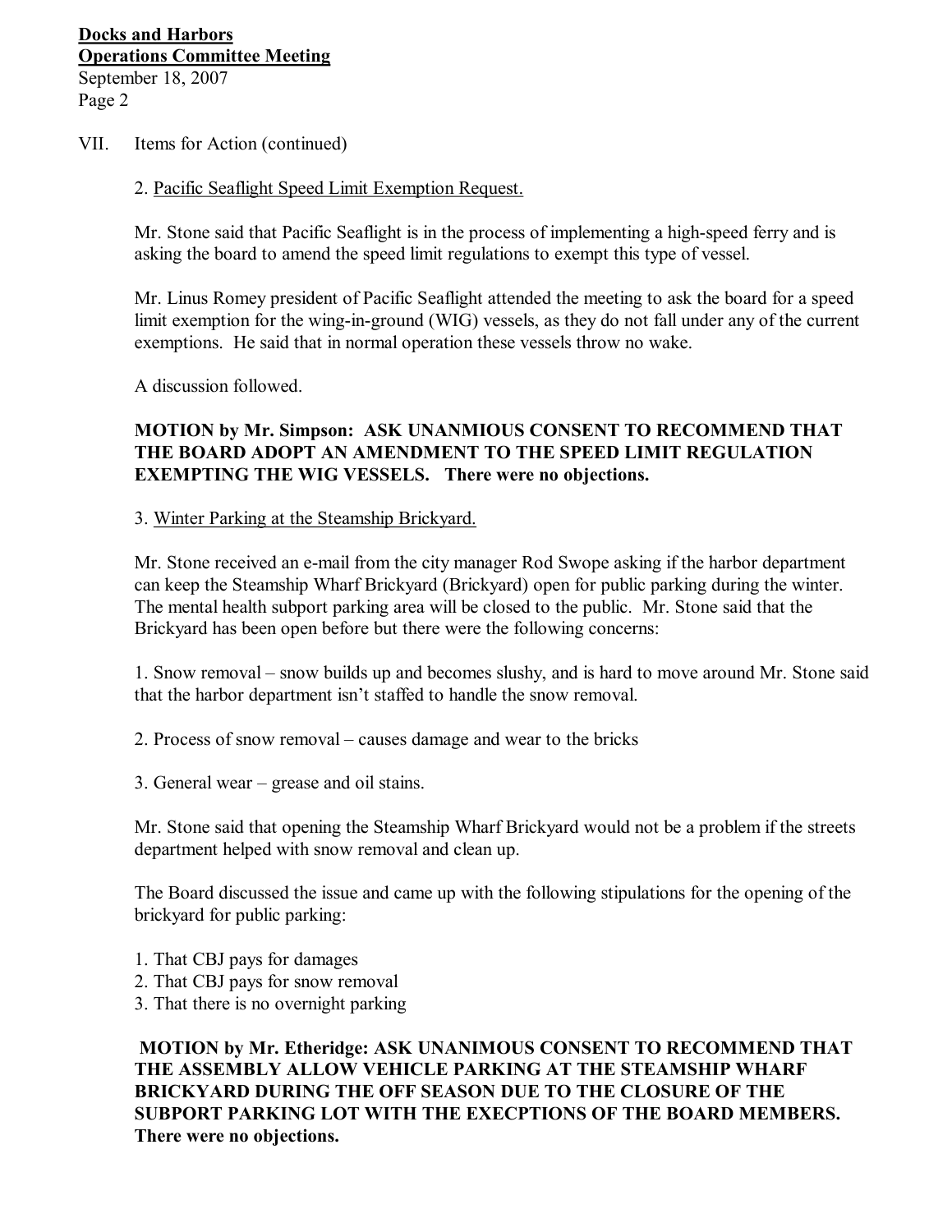VII. Items for Action (continued)

2. Pacific Seaflight Speed Limit Exemption Request.

Mr. Stone said that Pacific Seaflight is in the process of implementing a high-speed ferry and is asking the board to amend the speed limit regulations to exempt this type of vessel.

Mr. Linus Romey president of Pacific Seaflight attended the meeting to ask the board for a speed limit exemption for the wing-in-ground (WIG) vessels, as they do not fall under any of the current exemptions. He said that in normal operation these vessels throw no wake.

A discussion followed.

**MOTION by Mr. Simpson: ASK UNANMIOUS CONSENT TO RECOMMEND THAT THE BOARD ADOPT AN AMENDMENT TO THE SPEED LIMIT REGULATION EXEMPTING THE WIG VESSELS. There were no objections.**

3. Winter Parking at the Steamship Brickyard.

Mr. Stone received an e-mail from the city manager Rod Swope asking if the harbor department can keep the Steamship Wharf Brickyard (Brickyard) open for public parking during the winter. The mental health subport parking area will be closed to the public. Mr. Stone said that the Brickyard has been open before but there were the following concerns:

1. Snow removal – snow builds up and becomes slushy, and is hard to move around Mr. Stone said that the harbor department isn't staffed to handle the snow removal.

2. Process of snow removal – causes damage and wear to the bricks

3. General wear – grease and oil stains.

Mr. Stone said that opening the Steamship Wharf Brickyard would not be a problem if the streets department helped with snow removal and clean up.

The Board discussed the issue and came up with the following stipulations for the opening of the brickyard for public parking:

1. That CBJ pays for damages
2. That CBJ pays for snow removal
3. That there is no overnight parking

**MOTION by Mr. Etheridge: ASK UNANIMOUS CONSENT TO RECOMMEND THAT THE ASSEMBLY ALLOW VEHICLE PARKING AT THE STEAMSHIP WHARF BRICKYARD DURING THE OFF SEASON DUE TO THE CLOSURE OF THE SUBPORT PARKING LOT WITH THE EXECPTIONS OF THE BOARD MEMBERS. There were no objections.**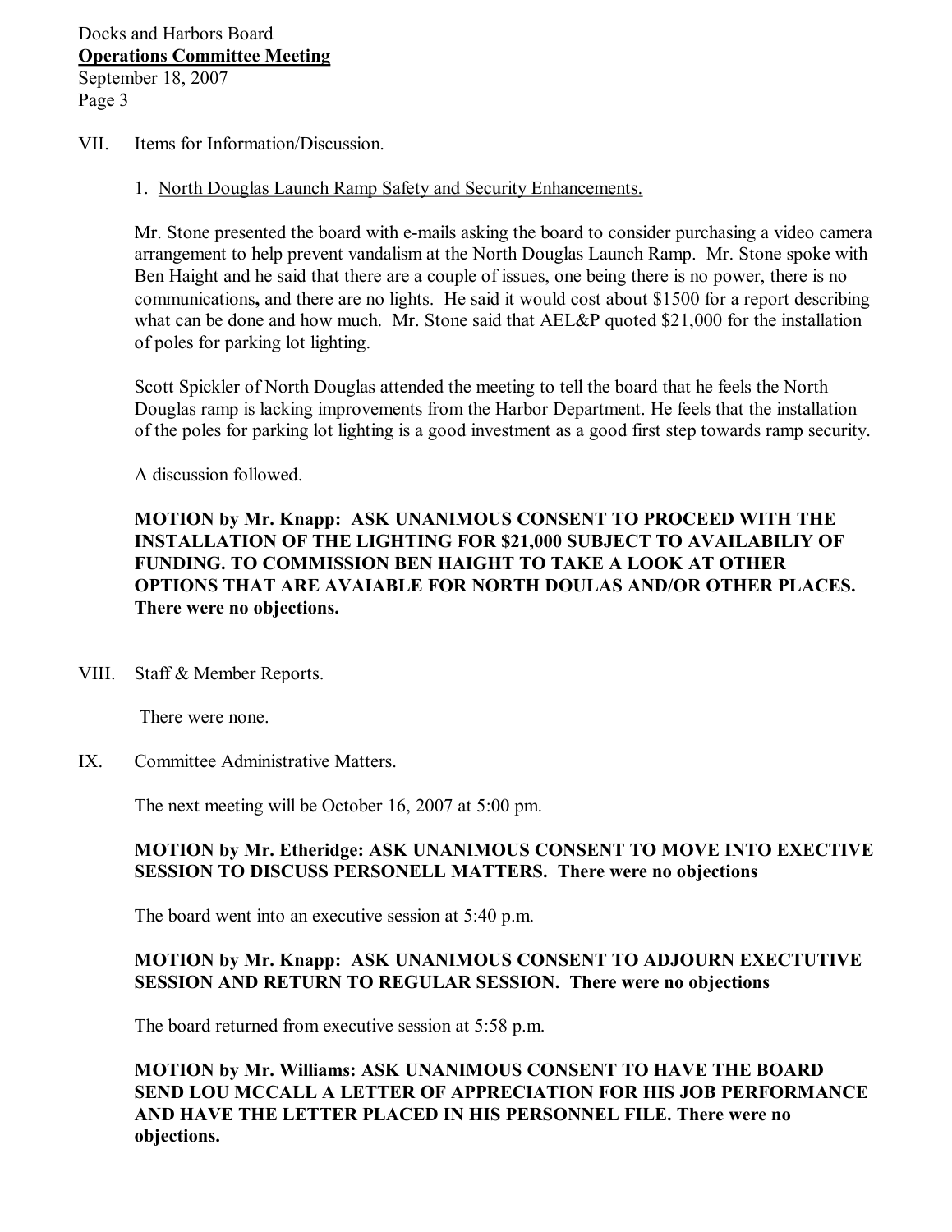VII. Items for Information/Discussion.

1. <u>North Douglas Launch Ramp Safety and Security Enhancements.</u>

Mr. Stone presented the board with e-mails asking the board to consider purchasing a video camera arrangement to help prevent vandalism at the North Douglas Launch Ramp. Mr. Stone spoke with Ben Haight and he said that there are a couple of issues, one being there is no power, there is no communications**,** and there are no lights. He said it would cost about $1500 for a report describing what can be done and how much. Mr. Stone said that AEL&P quoted $21,000 for the installation of poles for parking lot lighting.

Scott Spickler of North Douglas attended the meeting to tell the board that he feels the North Douglas ramp is lacking improvements from the Harbor Department. He feels that the installation of the poles for parking lot lighting is a good investment as a good first step towards ramp security.

A discussion followed.

**MOTION by Mr. Knapp: ASK UNANIMOUS CONSENT TO PROCEED WITH THE INSTALLATION OF THE LIGHTING FOR $21,000 SUBJECT TO AVAILABILIY OF FUNDING. TO COMMISSION BEN HAIGHT TO TAKE A LOOK AT OTHER OPTIONS THAT ARE AVAIABLE FOR NORTH DOULAS AND/OR OTHER PLACES. There were no objections.**

VIII. Staff & Member Reports.

There were none.

IX. Committee Administrative Matters.

The next meeting will be October 16, 2007 at 5:00 pm.

**MOTION by Mr. Etheridge: ASK UNANIMOUS CONSENT TO MOVE INTO EXECTIVE SESSION TO DISCUSS PERSONELL MATTERS. There were no objections**

The board went into an executive session at 5:40 p.m.

**MOTION by Mr. Knapp: ASK UNANIMOUS CONSENT TO ADJOURN EXECTUTIVE SESSION AND RETURN TO REGULAR SESSION. There were no objections**

The board returned from executive session at 5:58 p.m.

**MOTION by Mr. Williams: ASK UNANIMOUS CONSENT TO HAVE THE BOARD SEND LOU MCCALL A LETTER OF APPRECIATION FOR HIS JOB PERFORMANCE AND HAVE THE LETTER PLACED IN HIS PERSONNEL FILE. There were no objections.**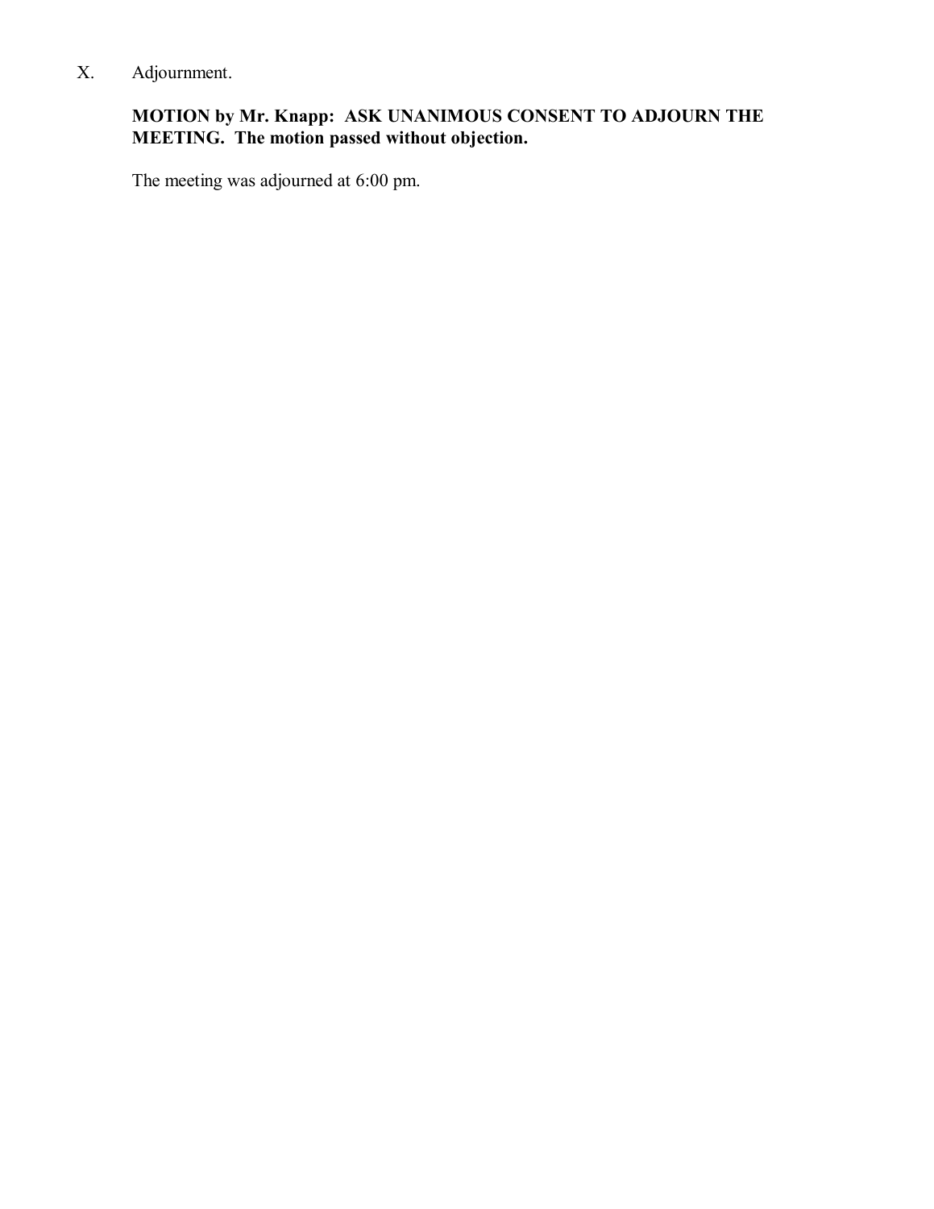X. Adjournment.

**MOTION by Mr. Knapp: ASK UNANIMOUS CONSENT TO ADJOURN THE MEETING. The motion passed without objection.**

The meeting was adjourned at 6:00 pm.